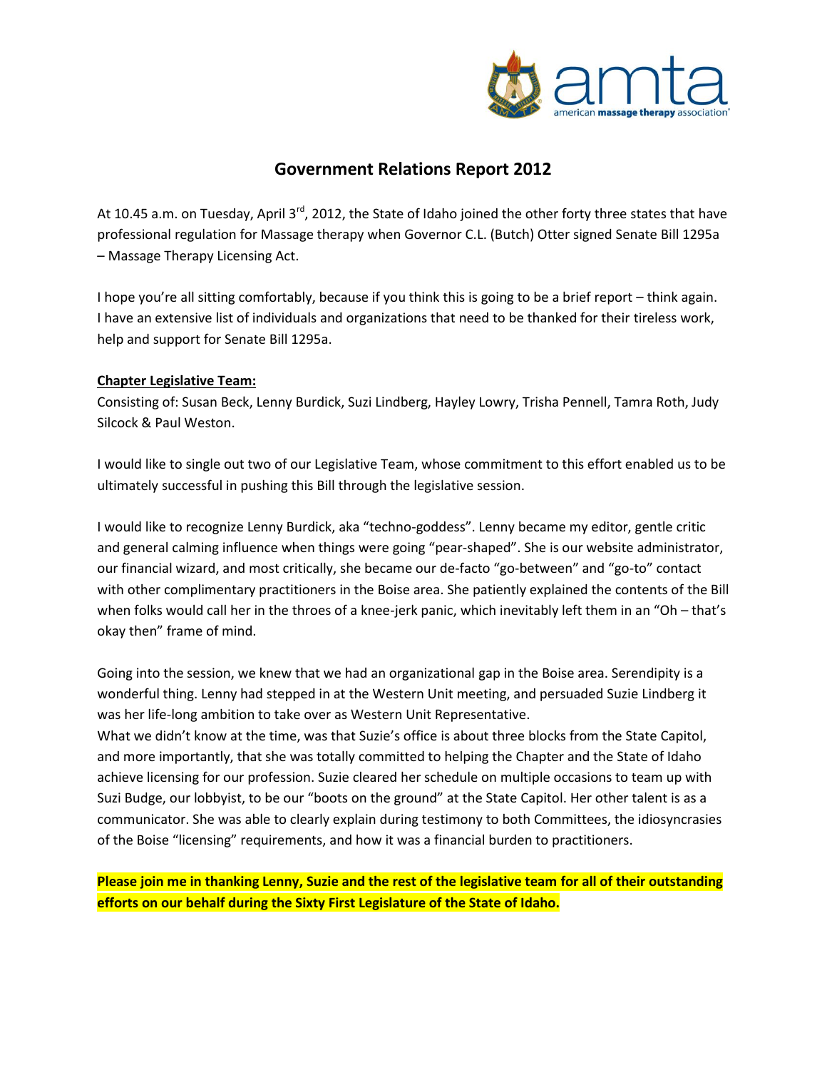# Government Relations Report 2012

At 10.45 a.m. on Tuesday, April 3rd, 2012, the State of Idaho joined the other forty three states that have professional regulation for Massage therapy when Governor C.L. (Butch) Otter signed Senate Bill 1295a – Massage Therapy Licensing Act.

I hope you're all sitting comfortably, because if you think this is going to be a brief report – think again. I have an extensive list of individuals and organizations that need to be thanked for their tireless work, help and support for Senate Bill 1295a.

**Chapter Legislative Team:**

Consisting of: Susan Beck, Lenny Burdick, Suzi Lindberg, Hayley Lowry, Trisha Pennell, Tamra Roth, Judy Silcock & Paul Weston.

I would like to single out two of our Legislative Team, whose commitment to this effort enabled us to be ultimately successful in pushing this Bill through the legislative session.

I would like to recognize Lenny Burdick, aka "techno-goddess". Lenny became my editor, gentle critic and general calming influence when things were going "pear-shaped". She is our website administrator, our financial wizard, and most critically, she became our de-facto "go-between" and "go-to" contact with other complimentary practitioners in the Boise area. She patiently explained the contents of the Bill when folks would call her in the throes of a knee-jerk panic, which inevitably left them in an "Oh – that's okay then" frame of mind.

Going into the session, we knew that we had an organizational gap in the Boise area. Serendipity is a wonderful thing. Lenny had stepped in at the Western Unit meeting, and persuaded Suzie Lindberg it was her life-long ambition to take over as Western Unit Representative.

What we didn't know at the time, was that Suzie's office is about three blocks from the State Capitol, and more importantly, that she was totally committed to helping the Chapter and the State of Idaho achieve licensing for our profession. Suzie cleared her schedule on multiple occasions to team up with Suzi Budge, our lobbyist, to be our "boots on the ground" at the State Capitol. Her other talent is as a communicator. She was able to clearly explain during testimony to both Committees, the idiosyncrasies of the Boise "licensing" requirements, and how it was a financial burden to practitioners.

**Please join me in thanking Lenny, Suzie and the rest of the legislative team for all of their outstanding efforts on our behalf during the Sixty First Legislature of the State of Idaho.**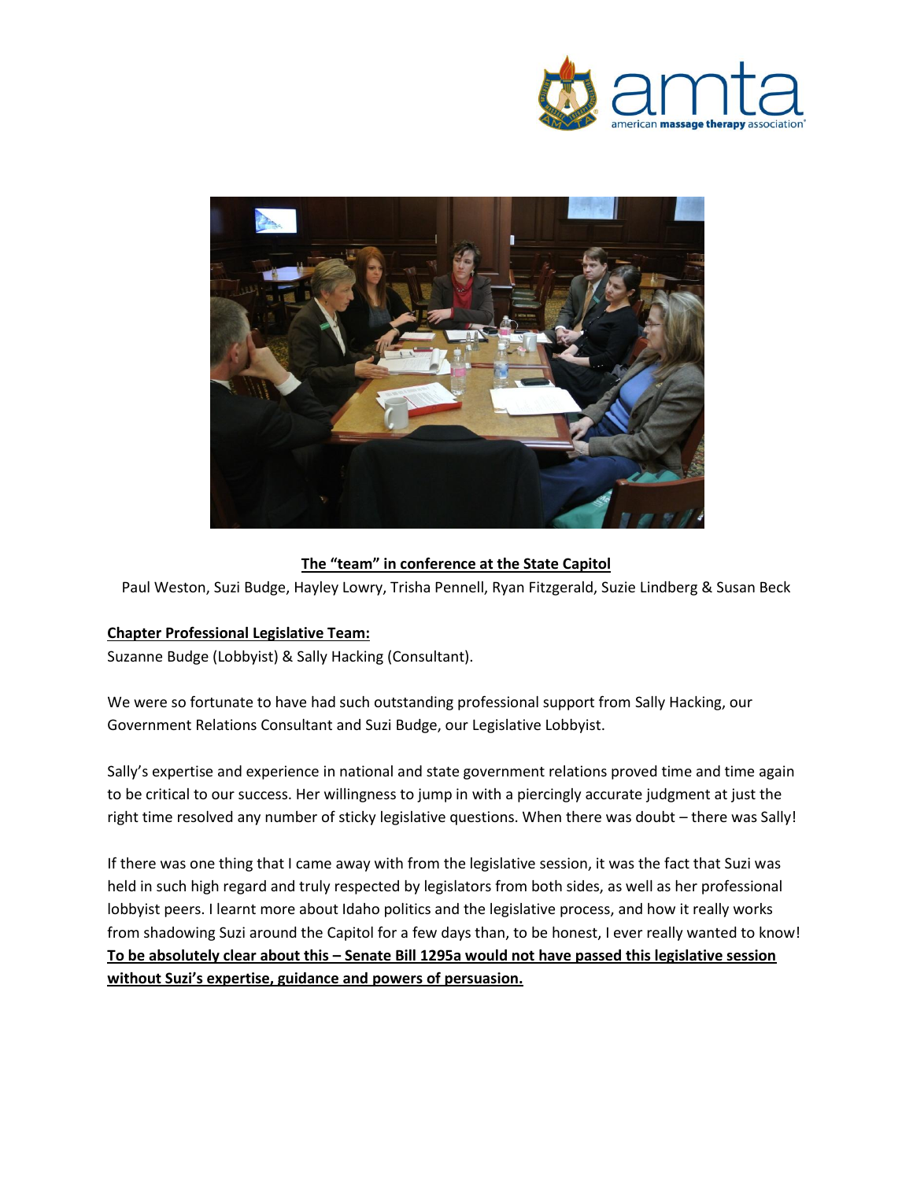**The "team" in conference at the State Capitol**

Paul Weston, Suzi Budge, Hayley Lowry, Trisha Pennell, Ryan Fitzgerald, Suzie Lindberg & Susan Beck

**Chapter Professional Legislative Team:**

Suzanne Budge (Lobbyist) & Sally Hacking (Consultant).

We were so fortunate to have had such outstanding professional support from Sally Hacking, our Government Relations Consultant and Suzi Budge, our Legislative Lobbyist.

Sally's expertise and experience in national and state government relations proved time and time again to be critical to our success. Her willingness to jump in with a piercingly accurate judgment at just the right time resolved any number of sticky legislative questions. When there was doubt – there was Sally!

If there was one thing that I came away with from the legislative session, it was the fact that Suzi was held in such high regard and truly respected by legislators from both sides, as well as her professional lobbyist peers. I learnt more about Idaho politics and the legislative process, and how it really works from shadowing Suzi around the Capitol for a few days than, to be honest, I ever really wanted to know! **To be absolutely clear about this – Senate Bill 1295a would not have passed this legislative session without Suzi's expertise, guidance and powers of persuasion.**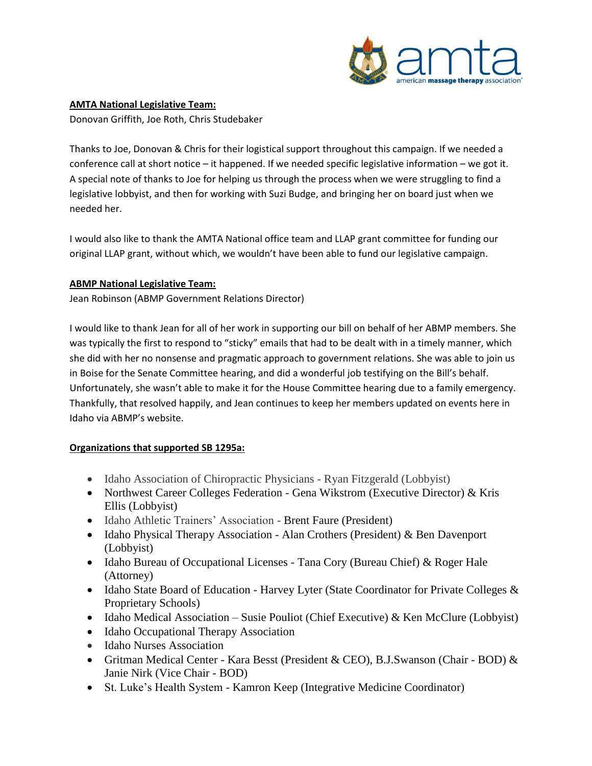**AMTA National Legislative Team:**

Donovan Griffith, Joe Roth, Chris Studebaker

Thanks to Joe, Donovan & Chris for their logistical support throughout this campaign. If we needed a conference call at short notice – it happened. If we needed specific legislative information – we got it. A special note of thanks to Joe for helping us through the process when we were struggling to find a legislative lobbyist, and then for working with Suzi Budge, and bringing her on board just when we needed her.

I would also like to thank the AMTA National office team and LLAP grant committee for funding our original LLAP grant, without which, we wouldn't have been able to fund our legislative campaign.

**ABMP National Legislative Team:**

Jean Robinson (ABMP Government Relations Director)

I would like to thank Jean for all of her work in supporting our bill on behalf of her ABMP members. She was typically the first to respond to "sticky" emails that had to be dealt with in a timely manner, which she did with her no nonsense and pragmatic approach to government relations. She was able to join us in Boise for the Senate Committee hearing, and did a wonderful job testifying on the Bill's behalf. Unfortunately, she wasn't able to make it for the House Committee hearing due to a family emergency. Thankfully, that resolved happily, and Jean continues to keep her members updated on events here in Idaho via ABMP's website.

**Organizations that supported SB 1295a:**

- Idaho Association of Chiropractic Physicians - Ryan Fitzgerald (Lobbyist)
- Northwest Career Colleges Federation - Gena Wikstrom (Executive Director) & Kris Ellis (Lobbyist)
- Idaho Athletic Trainers' Association - Brent Faure (President)
- Idaho Physical Therapy Association - Alan Crothers (President) & Ben Davenport (Lobbyist)
- Idaho Bureau of Occupational Licenses - Tana Cory (Bureau Chief) & Roger Hale (Attorney)
- Idaho State Board of Education - Harvey Lyter (State Coordinator for Private Colleges & Proprietary Schools)
- Idaho Medical Association – Susie Pouliot (Chief Executive) & Ken McClure (Lobbyist)
- Idaho Occupational Therapy Association
- Idaho Nurses Association
- Gritman Medical Center - Kara Besst (President & CEO), B.J.Swanson (Chair - BOD) & Janie Nirk (Vice Chair - BOD)
- St. Luke's Health System - Kamron Keep (Integrative Medicine Coordinator)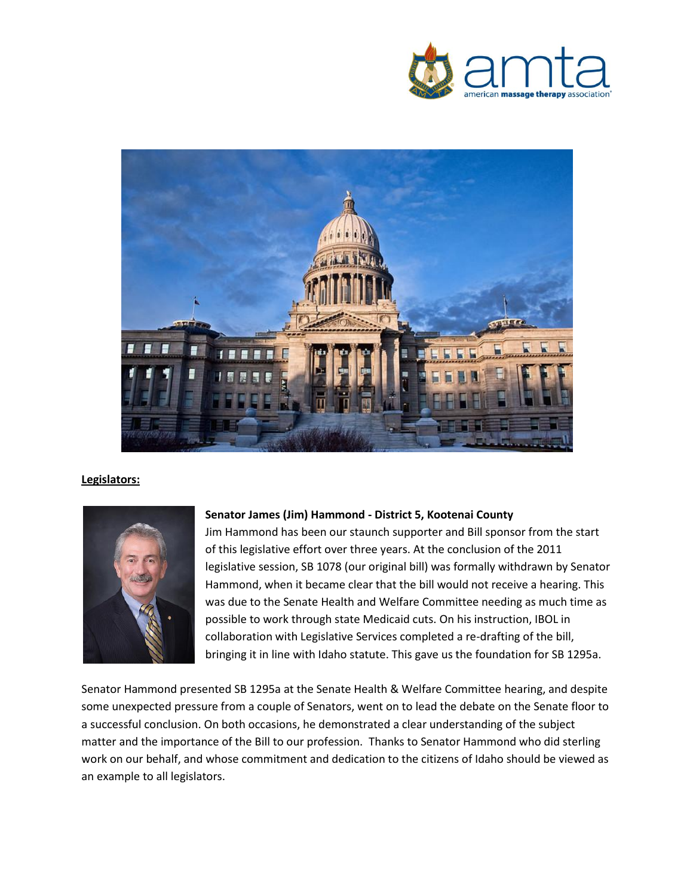**Legislators:**

**Senator James (Jim) Hammond - District 5, Kootenai County**

Jim Hammond has been our staunch supporter and Bill sponsor from the start of this legislative effort over three years. At the conclusion of the 2011 legislative session, SB 1078 (our original bill) was formally withdrawn by Senator Hammond, when it became clear that the bill would not receive a hearing. This was due to the Senate Health and Welfare Committee needing as much time as possible to work through state Medicaid cuts. On his instruction, IBOL in collaboration with Legislative Services completed a re-drafting of the bill, bringing it in line with Idaho statute. This gave us the foundation for SB 1295a.

Senator Hammond presented SB 1295a at the Senate Health & Welfare Committee hearing, and despite some unexpected pressure from a couple of Senators, went on to lead the debate on the Senate floor to a successful conclusion. On both occasions, he demonstrated a clear understanding of the subject matter and the importance of the Bill to our profession. Thanks to Senator Hammond who did sterling work on our behalf, and whose commitment and dedication to the citizens of Idaho should be viewed as an example to all legislators.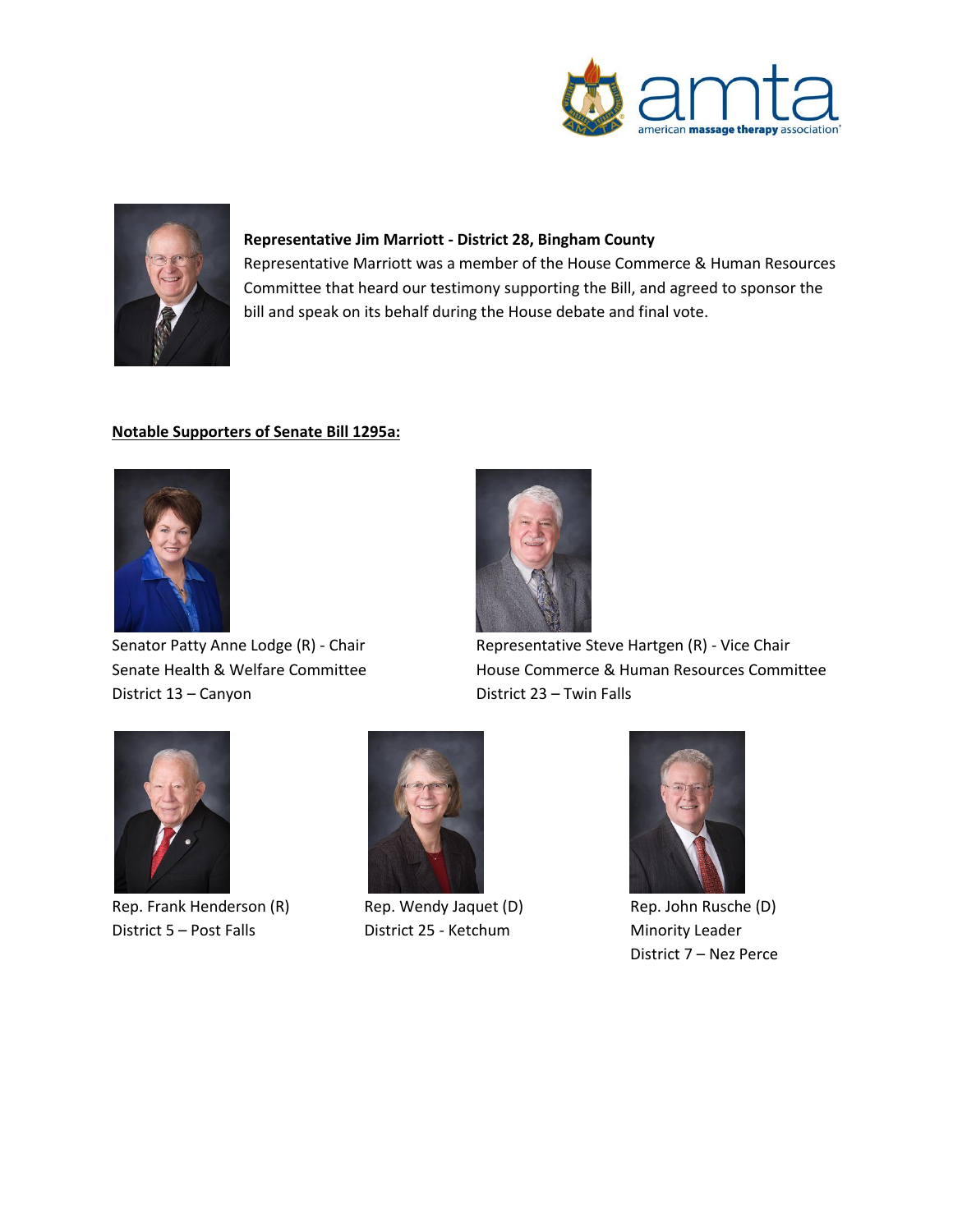**Representative Jim Marriott - District 28, Bingham County**
Representative Marriott was a member of the House Commerce & Human Resources Committee that heard our testimony supporting the Bill, and agreed to sponsor the bill and speak on its behalf during the House debate and final vote.

**<u>Notable Supporters of Senate Bill 1295a:</u>**

Senator Patty Anne Lodge (R) - Chair
Senate Health & Welfare Committee
District 13 – Canyon

Representative Steve Hartgen (R) - Vice Chair
House Commerce & Human Resources Committee
District 23 – Twin Falls

Rep. Frank Henderson (R)
District 5 – Post Falls

Rep. Wendy Jaquet (D)
District 25 - Ketchum

Rep. John Rusche (D)
Minority Leader
District 7 – Nez Perce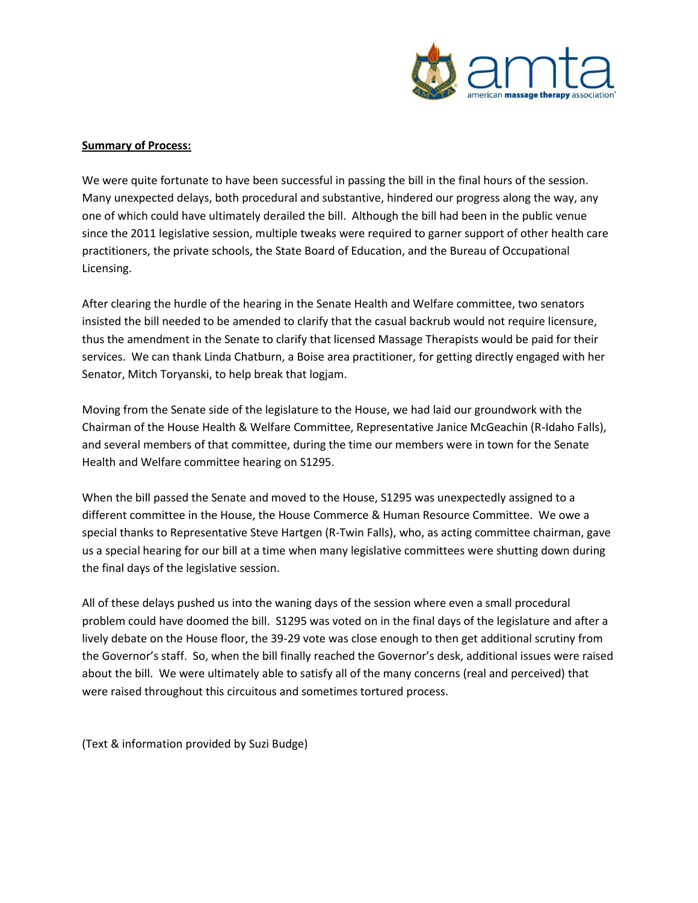**Summary of Process:**

We were quite fortunate to have been successful in passing the bill in the final hours of the session. Many unexpected delays, both procedural and substantive, hindered our progress along the way, any one of which could have ultimately derailed the bill. Although the bill had been in the public venue since the 2011 legislative session, multiple tweaks were required to garner support of other health care practitioners, the private schools, the State Board of Education, and the Bureau of Occupational Licensing.

After clearing the hurdle of the hearing in the Senate Health and Welfare committee, two senators insisted the bill needed to be amended to clarify that the casual backrub would not require licensure, thus the amendment in the Senate to clarify that licensed Massage Therapists would be paid for their services. We can thank Linda Chatburn, a Boise area practitioner, for getting directly engaged with her Senator, Mitch Toryanski, to help break that logjam.

Moving from the Senate side of the legislature to the House, we had laid our groundwork with the Chairman of the House Health & Welfare Committee, Representative Janice McGeachin (R-Idaho Falls), and several members of that committee, during the time our members were in town for the Senate Health and Welfare committee hearing on S1295.

When the bill passed the Senate and moved to the House, S1295 was unexpectedly assigned to a different committee in the House, the House Commerce & Human Resource Committee. We owe a special thanks to Representative Steve Hartgen (R-Twin Falls), who, as acting committee chairman, gave us a special hearing for our bill at a time when many legislative committees were shutting down during the final days of the legislative session.

All of these delays pushed us into the waning days of the session where even a small procedural problem could have doomed the bill. S1295 was voted on in the final days of the legislature and after a lively debate on the House floor, the 39-29 vote was close enough to then get additional scrutiny from the Governor's staff. So, when the bill finally reached the Governor's desk, additional issues were raised about the bill. We were ultimately able to satisfy all of the many concerns (real and perceived) that were raised throughout this circuitous and sometimes tortured process.

(Text & information provided by Suzi Budge)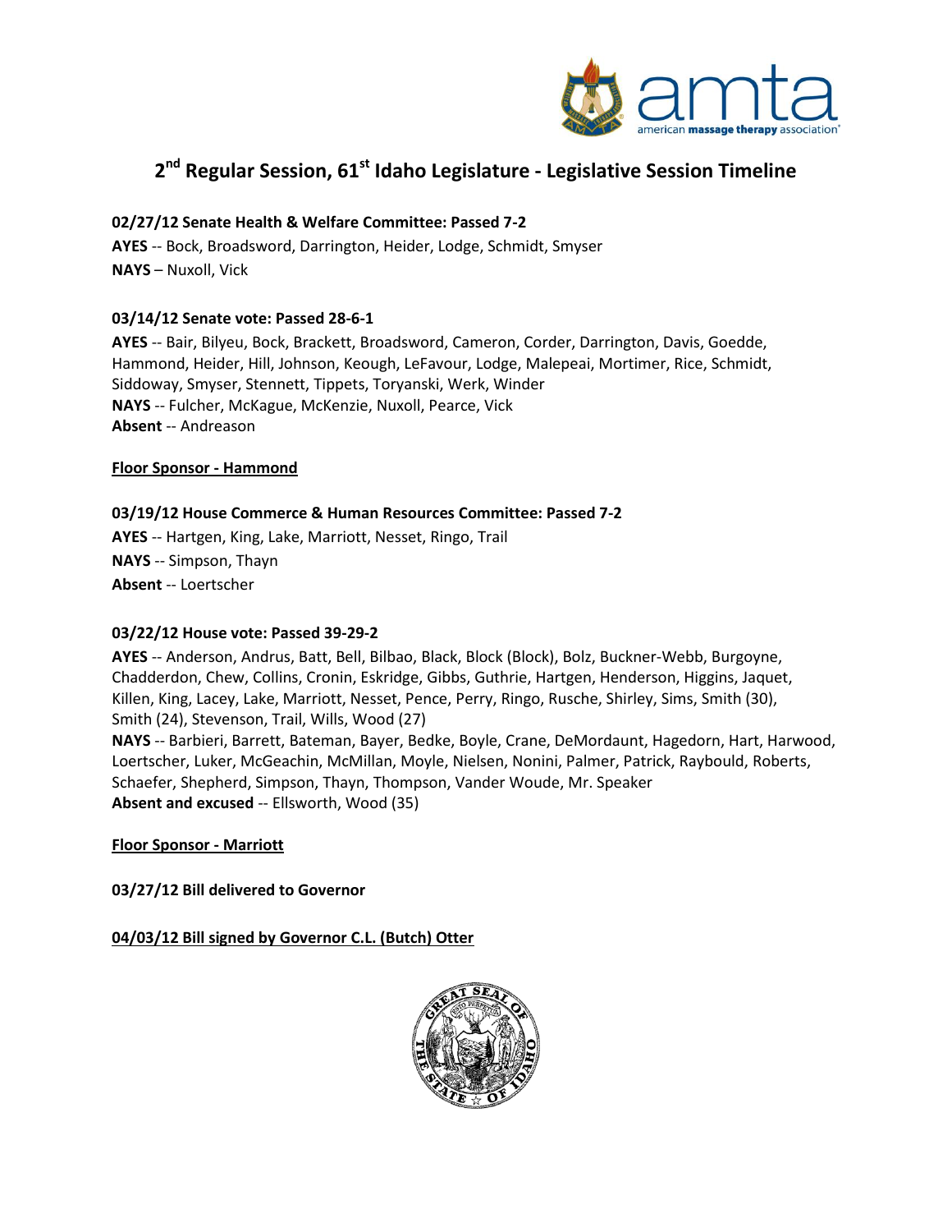## 2nd Regular Session, 61st Idaho Legislature - Legislative Session Timeline

**02/27/12 Senate Health & Welfare Committee: Passed 7-2**

**AYES** -- Bock, Broadsword, Darrington, Heider, Lodge, Schmidt, Smyser

**NAYS** – Nuxoll, Vick

**03/14/12 Senate vote: Passed 28-6-1**

**AYES** -- Bair, Bilyeu, Bock, Brackett, Broadsword, Cameron, Corder, Darrington, Davis, Goedde, Hammond, Heider, Hill, Johnson, Keough, LeFavour, Lodge, Malepeai, Mortimer, Rice, Schmidt, Siddoway, Smyser, Stennett, Tippets, Toryanski, Werk, Winder

**NAYS** -- Fulcher, McKague, McKenzie, Nuxoll, Pearce, Vick

**Absent** -- Andreason

**Floor Sponsor - Hammond**

**03/19/12 House Commerce & Human Resources Committee: Passed 7-2**

**AYES** -- Hartgen, King, Lake, Marriott, Nesset, Ringo, Trail

**NAYS** -- Simpson, Thayn

**Absent** -- Loertscher

**03/22/12 House vote: Passed 39-29-2**

**AYES** -- Anderson, Andrus, Batt, Bell, Bilbao, Black, Block (Block), Bolz, Buckner-Webb, Burgoyne, Chadderdon, Chew, Collins, Cronin, Eskridge, Gibbs, Guthrie, Hartgen, Henderson, Higgins, Jaquet, Killen, King, Lacey, Lake, Marriott, Nesset, Pence, Perry, Ringo, Rusche, Shirley, Sims, Smith (30), Smith (24), Stevenson, Trail, Wills, Wood (27)

**NAYS** -- Barbieri, Barrett, Bateman, Bayer, Bedke, Boyle, Crane, DeMordaunt, Hagedorn, Hart, Harwood, Loertscher, Luker, McGeachin, McMillan, Moyle, Nielsen, Nonini, Palmer, Patrick, Raybould, Roberts, Schaefer, Shepherd, Simpson, Thayn, Thompson, Vander Woude, Mr. Speaker

**Absent and excused** -- Ellsworth, Wood (35)

**Floor Sponsor - Marriott**

**03/27/12 Bill delivered to Governor**

**04/03/12 Bill signed by Governor C.L. (Butch) Otter**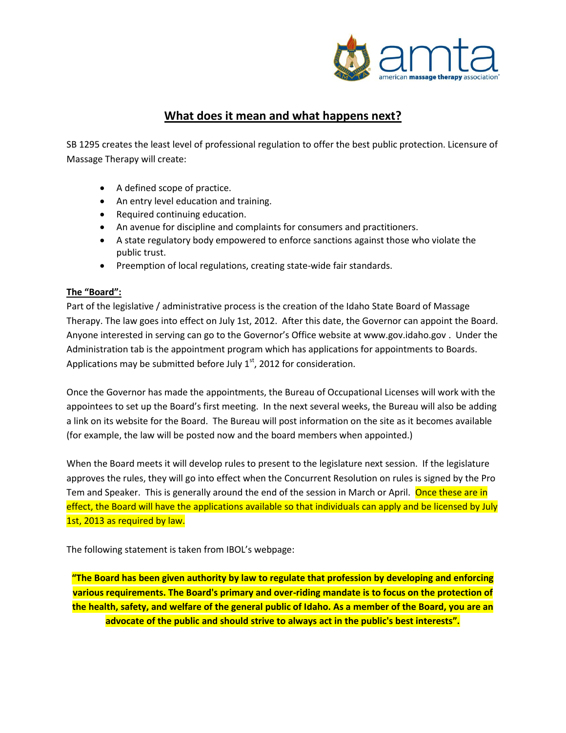# What does it mean and what happens next?

SB 1295 creates the least level of professional regulation to offer the best public protection. Licensure of Massage Therapy will create:

- A defined scope of practice.
- An entry level education and training.
- Required continuing education.
- An avenue for discipline and complaints for consumers and practitioners.
- A state regulatory body empowered to enforce sanctions against those who violate the public trust.
- Preemption of local regulations, creating state-wide fair standards.

**The "Board":**

Part of the legislative / administrative process is the creation of the Idaho State Board of Massage Therapy. The law goes into effect on July 1st, 2012. After this date, the Governor can appoint the Board. Anyone interested in serving can go to the Governor's Office website at www.gov.idaho.gov . Under the Administration tab is the appointment program which has applications for appointments to Boards. Applications may be submitted before July 1st, 2012 for consideration.

Once the Governor has made the appointments, the Bureau of Occupational Licenses will work with the appointees to set up the Board's first meeting. In the next several weeks, the Bureau will also be adding a link on its website for the Board. The Bureau will post information on the site as it becomes available (for example, the law will be posted now and the board members when appointed.)

When the Board meets it will develop rules to present to the legislature next session. If the legislature approves the rules, they will go into effect when the Concurrent Resolution on rules is signed by the Pro Tem and Speaker. This is generally around the end of the session in March or April. Once these are in effect, the Board will have the applications available so that individuals can apply and be licensed by July 1st, 2013 as required by law.

The following statement is taken from IBOL's webpage:

**"The Board has been given authority by law to regulate that profession by developing and enforcing various requirements. The Board's primary and over-riding mandate is to focus on the protection of the health, safety, and welfare of the general public of Idaho. As a member of the Board, you are an advocate of the public and should strive to always act in the public's best interests".**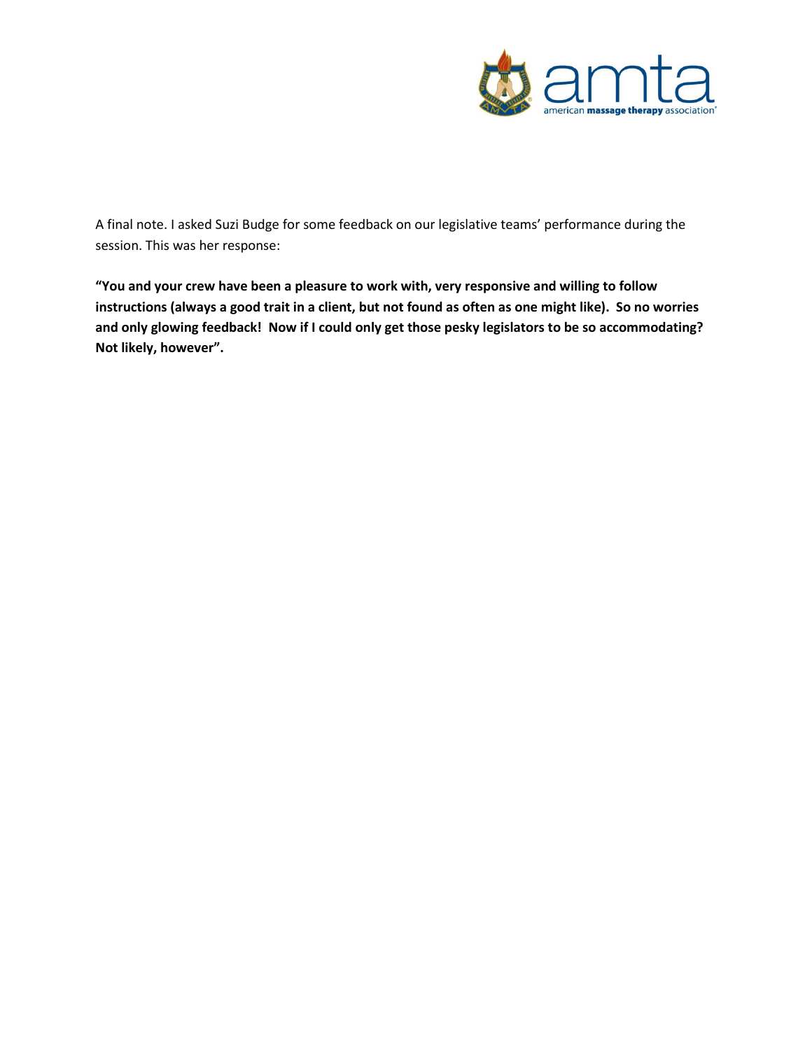A final note. I asked Suzi Budge for some feedback on our legislative teams' performance during the session. This was her response:

**"You and your crew have been a pleasure to work with, very responsive and willing to follow instructions (always a good trait in a client, but not found as often as one might like). So no worries and only glowing feedback! Now if I could only get those pesky legislators to be so accommodating? Not likely, however".**